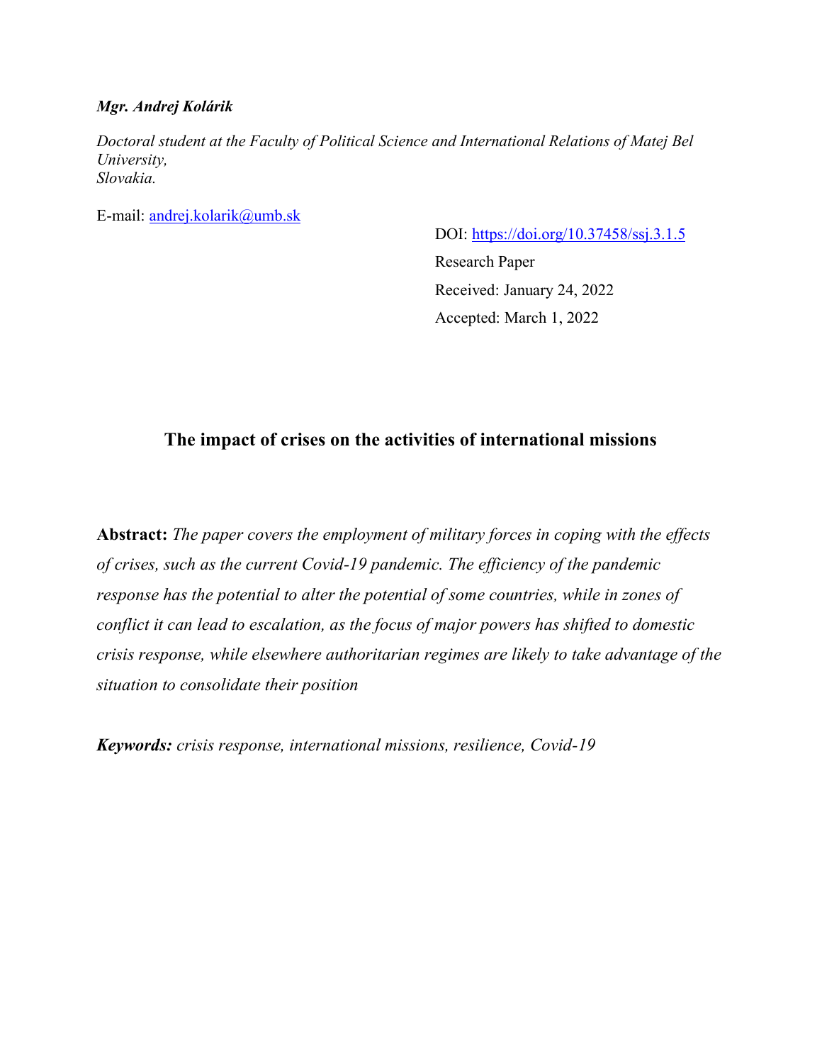***Mgr. Andrej Kolárik***

*Doctoral student at the Faculty of Political Science and International Relations of Matej Bel University,*
*Slovakia.*

E-mail: andrej.kolarik@umb.sk

DOI: https://doi.org/10.37458/ssj.3.1.5

Research Paper

Received: January 24, 2022

Accepted: March 1, 2022

# The impact of crises on the activities of international missions

**Abstract:** *The paper covers the employment of military forces in coping with the effects of crises, such as the current Covid-19 pandemic. The efficiency of the pandemic response has the potential to alter the potential of some countries, while in zones of conflict it can lead to escalation, as the focus of major powers has shifted to domestic crisis response, while elsewhere authoritarian regimes are likely to take advantage of the situation to consolidate their position*

***Keywords:*** *crisis response, international missions, resilience, Covid-19*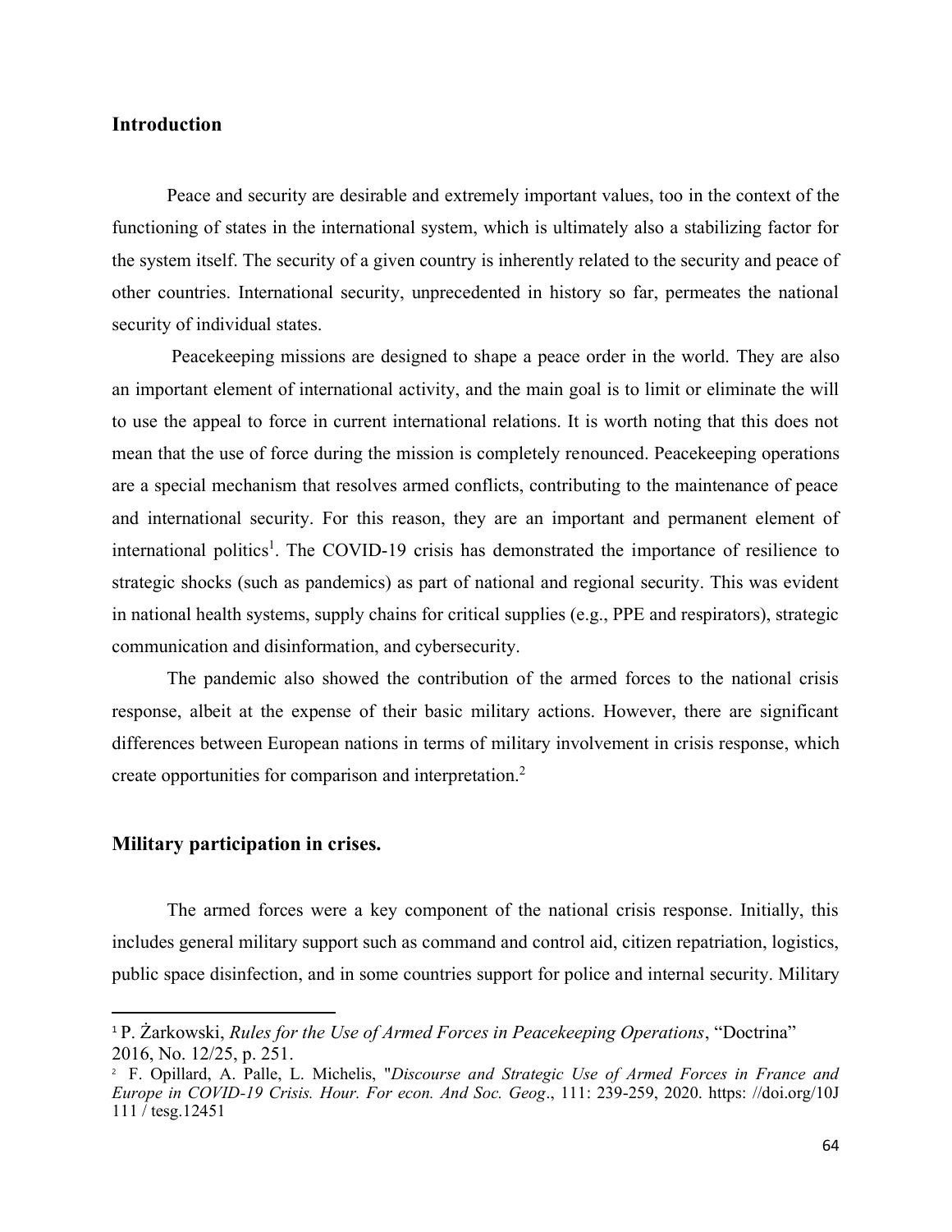## Introduction

Peace and security are desirable and extremely important values, too in the context of the functioning of states in the international system, which is ultimately also a stabilizing factor for the system itself. The security of a given country is inherently related to the security and peace of other countries. International security, unprecedented in history so far, permeates the national security of individual states.

Peacekeeping missions are designed to shape a peace order in the world. They are also an important element of international activity, and the main goal is to limit or eliminate the will to use the appeal to force in current international relations. It is worth noting that this does not mean that the use of force during the mission is completely renounced. Peacekeeping operations are a special mechanism that resolves armed conflicts, contributing to the maintenance of peace and international security. For this reason, they are an important and permanent element of international politics[1]. The COVID-19 crisis has demonstrated the importance of resilience to strategic shocks (such as pandemics) as part of national and regional security. This was evident in national health systems, supply chains for critical supplies (e.g., PPE and respirators), strategic communication and disinformation, and cybersecurity.

The pandemic also showed the contribution of the armed forces to the national crisis response, albeit at the expense of their basic military actions. However, there are significant differences between European nations in terms of military involvement in crisis response, which create opportunities for comparison and interpretation.[2]

## Military participation in crises.

The armed forces were a key component of the national crisis response. Initially, this includes general military support such as command and control aid, citizen repatriation, logistics, public space disinfection, and in some countries support for police and internal security. Military

---

[1] P. Żarkowski, *Rules for the Use of Armed Forces in Peacekeeping Operations*, "Doctrina" 2016, No. 12/25, p. 251.

[2] F. Opillard, A. Palle, L. Michelis, "*Discourse and Strategic Use of Armed Forces in France and Europe in COVID-19 Crisis. Hour. For econ. And Soc. Geog*., 111: 239-259, 2020. https: //doi.org/10J 111 / tesg.12451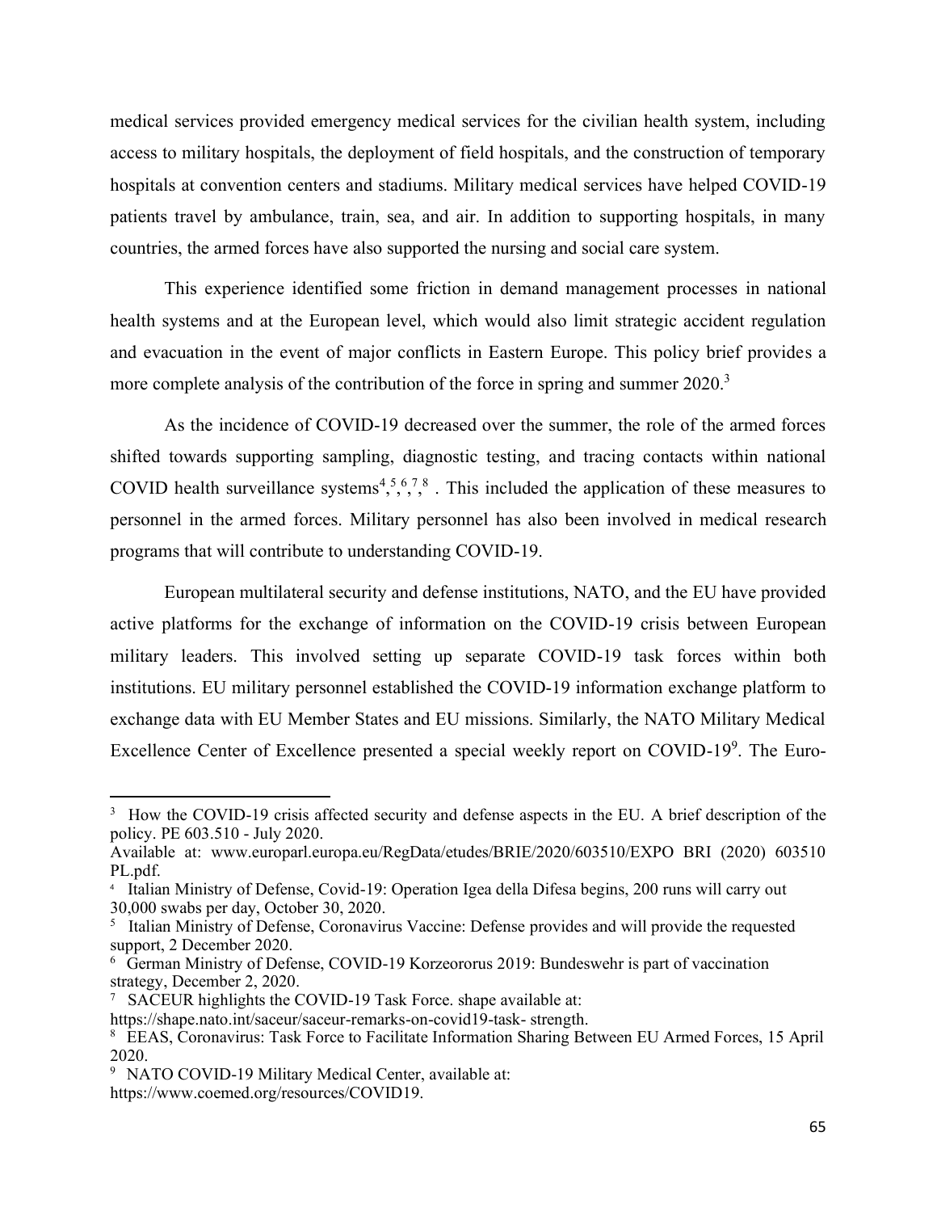medical services provided emergency medical services for the civilian health system, including access to military hospitals, the deployment of field hospitals, and the construction of temporary hospitals at convention centers and stadiums. Military medical services have helped COVID-19 patients travel by ambulance, train, sea, and air. In addition to supporting hospitals, in many countries, the armed forces have also supported the nursing and social care system.

This experience identified some friction in demand management processes in national health systems and at the European level, which would also limit strategic accident regulation and evacuation in the event of major conflicts in Eastern Europe. This policy brief provides a more complete analysis of the contribution of the force in spring and summer 2020.[3]

As the incidence of COVID-19 decreased over the summer, the role of the armed forces shifted towards supporting sampling, diagnostic testing, and tracing contacts within national COVID health surveillance systems[4],[5],[6],[7],[8] . This included the application of these measures to personnel in the armed forces. Military personnel has also been involved in medical research programs that will contribute to understanding COVID-19.

European multilateral security and defense institutions, NATO, and the EU have provided active platforms for the exchange of information on the COVID-19 crisis between European military leaders. This involved setting up separate COVID-19 task forces within both institutions. EU military personnel established the COVID-19 information exchange platform to exchange data with EU Member States and EU missions. Similarly, the NATO Military Medical Excellence Center of Excellence presented a special weekly report on COVID-19[9]. The Euro-

---

[3] How the COVID-19 crisis affected security and defense aspects in the EU. A brief description of the policy. PE 603.510 - July 2020.
Available at: www.europarl.europa.eu/RegData/etudes/BRIE/2020/603510/EXPO BRI (2020) 603510 PL.pdf.

[4] Italian Ministry of Defense, Covid-19: Operation Igea della Difesa begins, 200 runs will carry out 30,000 swabs per day, October 30, 2020.

[5] Italian Ministry of Defense, Coronavirus Vaccine: Defense provides and will provide the requested support, 2 December 2020.

[6] German Ministry of Defense, COVID-19 Korzeororus 2019: Bundeswehr is part of vaccination strategy, December 2, 2020.

[7] SACEUR highlights the COVID-19 Task Force. shape available at:
https://shape.nato.int/saceur/saceur-remarks-on-covid19-task- strength.

[8] EEAS, Coronavirus: Task Force to Facilitate Information Sharing Between EU Armed Forces, 15 April 2020.

[9] NATO COVID-19 Military Medical Center, available at:
https://www.coemed.org/resources/COVID19.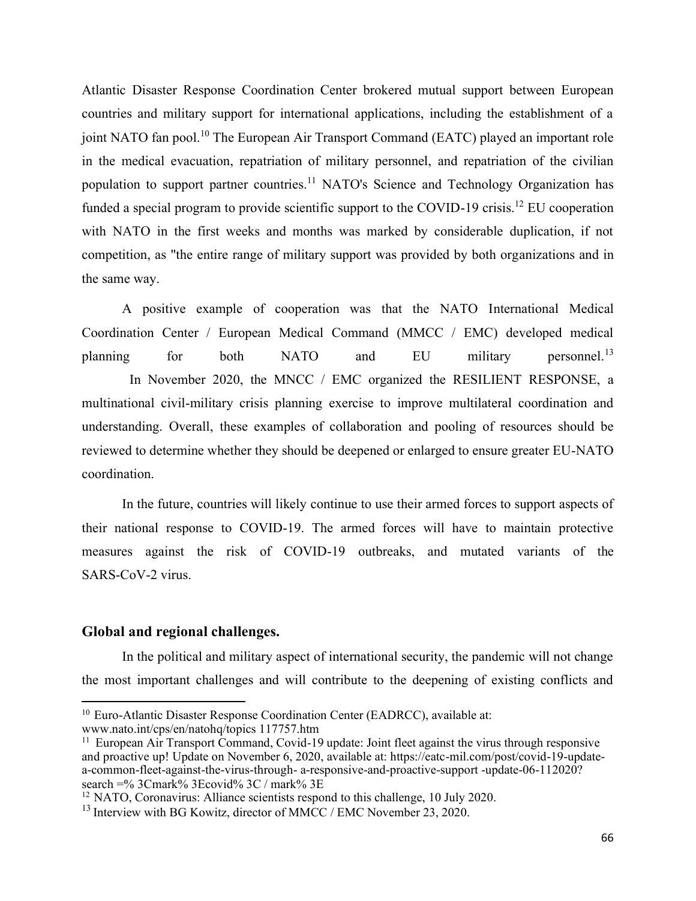Atlantic Disaster Response Coordination Center brokered mutual support between European countries and military support for international applications, including the establishment of a joint NATO fan pool.[10] The European Air Transport Command (EATC) played an important role in the medical evacuation, repatriation of military personnel, and repatriation of the civilian population to support partner countries.[11] NATO's Science and Technology Organization has funded a special program to provide scientific support to the COVID-19 crisis.[12] EU cooperation with NATO in the first weeks and months was marked by considerable duplication, if not competition, as "the entire range of military support was provided by both organizations and in the same way.

A positive example of cooperation was that the NATO International Medical Coordination Center / European Medical Command (MMCC / EMC) developed medical planning for both NATO and EU military personnel.[13]

In November 2020, the MNCC / EMC organized the RESILIENT RESPONSE, a multinational civil-military crisis planning exercise to improve multilateral coordination and understanding. Overall, these examples of collaboration and pooling of resources should be reviewed to determine whether they should be deepened or enlarged to ensure greater EU-NATO coordination.

In the future, countries will likely continue to use their armed forces to support aspects of their national response to COVID-19. The armed forces will have to maintain protective measures against the risk of COVID-19 outbreaks, and mutated variants of the SARS-CoV-2 virus.

## Global and regional challenges.

In the political and military aspect of international security, the pandemic will not change the most important challenges and will contribute to the deepening of existing conflicts and

---

[10] Euro-Atlantic Disaster Response Coordination Center (EADRCC), available at: www.nato.int/cps/en/natohq/topics 117757.htm

[11] European Air Transport Command, Covid-19 update: Joint fleet against the virus through responsive and proactive up! Update on November 6, 2020, available at: https://eatc-mil.com/post/covid-19-update-a-common-fleet-against-the-virus-through- a-responsive-and-proactive-support -update-06-112020? search =% 3Cmark% 3Ecovid% 3C / mark% 3E

[12] NATO, Coronavirus: Alliance scientists respond to this challenge, 10 July 2020.

[13] Interview with BG Kowitz, director of MMCC / EMC November 23, 2020.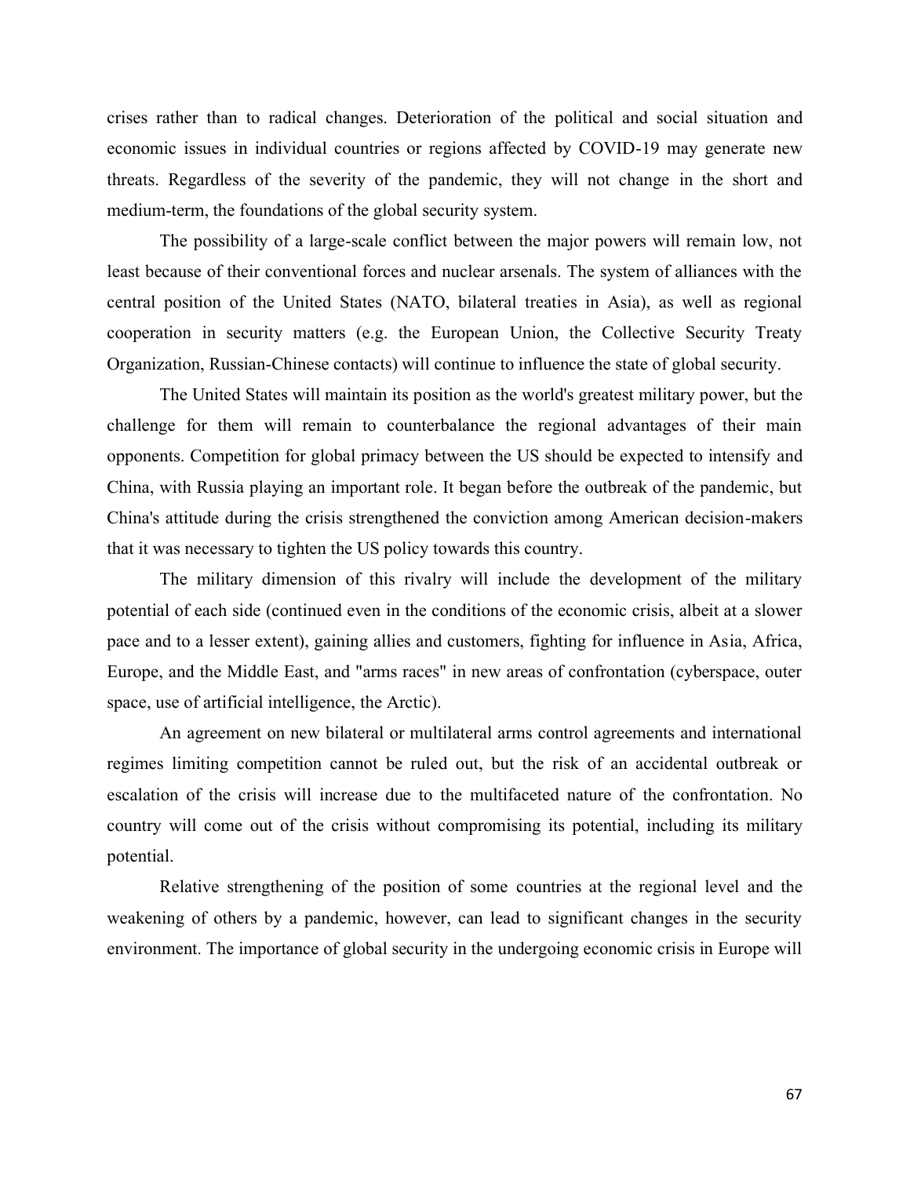crises rather than to radical changes. Deterioration of the political and social situation and economic issues in individual countries or regions affected by COVID-19 may generate new threats. Regardless of the severity of the pandemic, they will not change in the short and medium-term, the foundations of the global security system.

The possibility of a large-scale conflict between the major powers will remain low, not least because of their conventional forces and nuclear arsenals. The system of alliances with the central position of the United States (NATO, bilateral treaties in Asia), as well as regional cooperation in security matters (e.g. the European Union, the Collective Security Treaty Organization, Russian-Chinese contacts) will continue to influence the state of global security.

The United States will maintain its position as the world's greatest military power, but the challenge for them will remain to counterbalance the regional advantages of their main opponents. Competition for global primacy between the US should be expected to intensify and China, with Russia playing an important role. It began before the outbreak of the pandemic, but China's attitude during the crisis strengthened the conviction among American decision-makers that it was necessary to tighten the US policy towards this country.

The military dimension of this rivalry will include the development of the military potential of each side (continued even in the conditions of the economic crisis, albeit at a slower pace and to a lesser extent), gaining allies and customers, fighting for influence in Asia, Africa, Europe, and the Middle East, and "arms races" in new areas of confrontation (cyberspace, outer space, use of artificial intelligence, the Arctic).

An agreement on new bilateral or multilateral arms control agreements and international regimes limiting competition cannot be ruled out, but the risk of an accidental outbreak or escalation of the crisis will increase due to the multifaceted nature of the confrontation. No country will come out of the crisis without compromising its potential, including its military potential.

Relative strengthening of the position of some countries at the regional level and the weakening of others by a pandemic, however, can lead to significant changes in the security environment. The importance of global security in the undergoing economic crisis in Europe will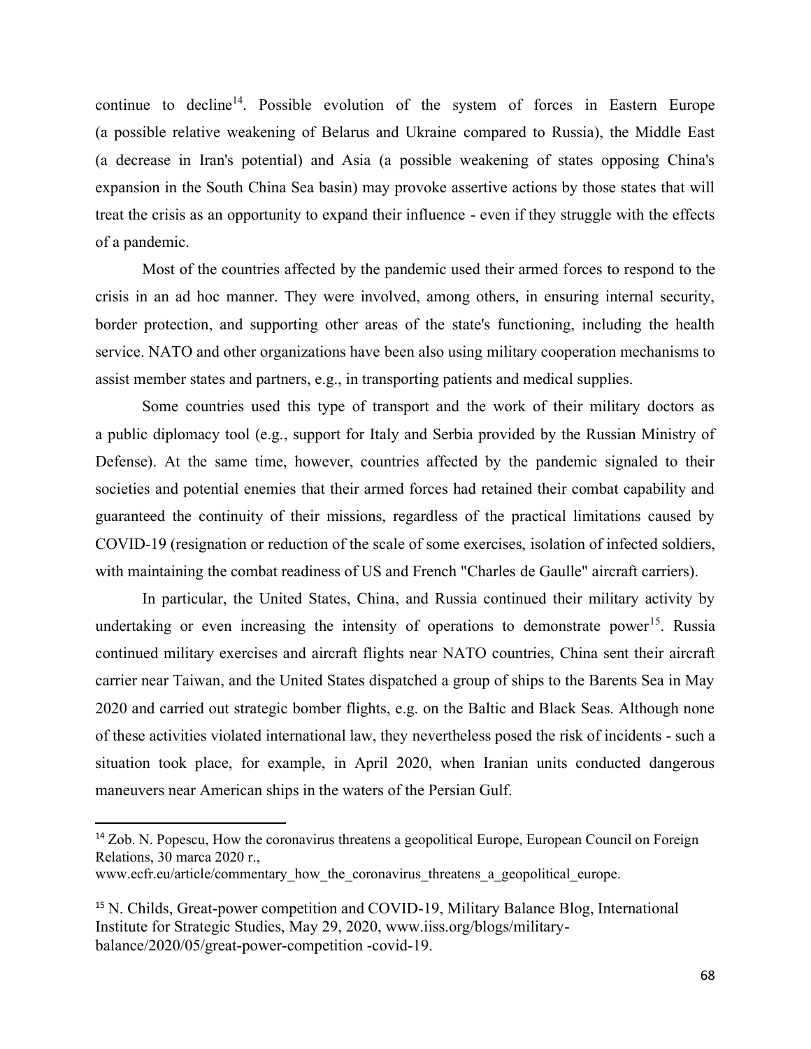continue to decline[14]. Possible evolution of the system of forces in Eastern Europe (a possible relative weakening of Belarus and Ukraine compared to Russia), the Middle East (a decrease in Iran's potential) and Asia (a possible weakening of states opposing China's expansion in the South China Sea basin) may provoke assertive actions by those states that will treat the crisis as an opportunity to expand their influence - even if they struggle with the effects of a pandemic.

Most of the countries affected by the pandemic used their armed forces to respond to the crisis in an ad hoc manner. They were involved, among others, in ensuring internal security, border protection, and supporting other areas of the state's functioning, including the health service. NATO and other organizations have been also using military cooperation mechanisms to assist member states and partners, e.g., in transporting patients and medical supplies.

Some countries used this type of transport and the work of their military doctors as a public diplomacy tool (e.g., support for Italy and Serbia provided by the Russian Ministry of Defense). At the same time, however, countries affected by the pandemic signaled to their societies and potential enemies that their armed forces had retained their combat capability and guaranteed the continuity of their missions, regardless of the practical limitations caused by COVID-19 (resignation or reduction of the scale of some exercises, isolation of infected soldiers, with maintaining the combat readiness of US and French "Charles de Gaulle" aircraft carriers).

In particular, the United States, China, and Russia continued their military activity by undertaking or even increasing the intensity of operations to demonstrate power[15]. Russia continued military exercises and aircraft flights near NATO countries, China sent their aircraft carrier near Taiwan, and the United States dispatched a group of ships to the Barents Sea in May 2020 and carried out strategic bomber flights, e.g. on the Baltic and Black Seas. Although none of these activities violated international law, they nevertheless posed the risk of incidents - such a situation took place, for example, in April 2020, when Iranian units conducted dangerous maneuvers near American ships in the waters of the Persian Gulf.

---

[14] Zob. N. Popescu, How the coronavirus threatens a geopolitical Europe, European Council on Foreign Relations, 30 marca 2020 r., www.ecfr.eu/article/commentary_how_the_coronavirus_threatens_a_geopolitical_europe.

[15] N. Childs, Great-power competition and COVID-19, Military Balance Blog, International Institute for Strategic Studies, May 29, 2020, www.iiss.org/blogs/military-balance/2020/05/great-power-competition -covid-19.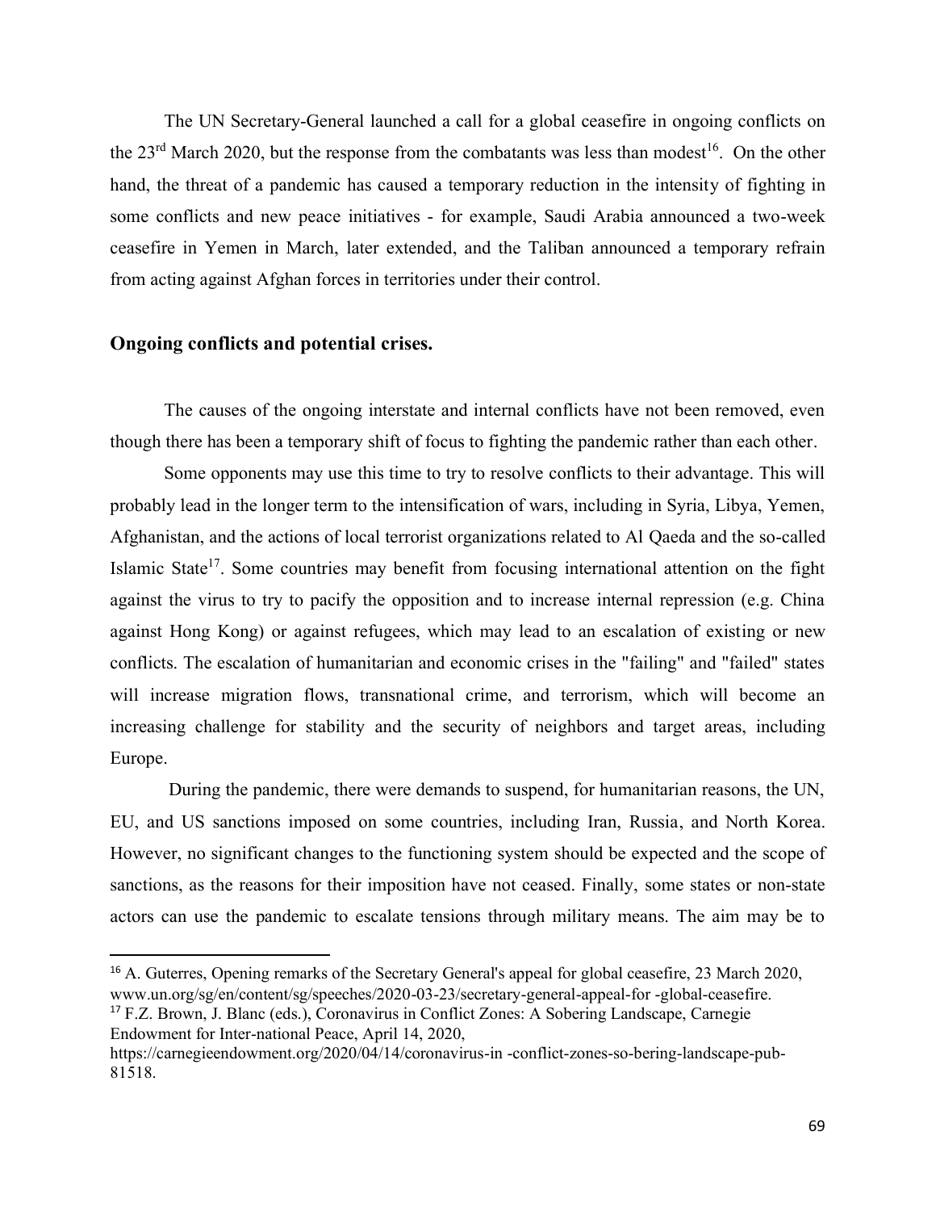The UN Secretary-General launched a call for a global ceasefire in ongoing conflicts on the 23rd March 2020, but the response from the combatants was less than modest[16]. On the other hand, the threat of a pandemic has caused a temporary reduction in the intensity of fighting in some conflicts and new peace initiatives - for example, Saudi Arabia announced a two-week ceasefire in Yemen in March, later extended, and the Taliban announced a temporary refrain from acting against Afghan forces in territories under their control.

## Ongoing conflicts and potential crises.

The causes of the ongoing interstate and internal conflicts have not been removed, even though there has been a temporary shift of focus to fighting the pandemic rather than each other.

Some opponents may use this time to try to resolve conflicts to their advantage. This will probably lead in the longer term to the intensification of wars, including in Syria, Libya, Yemen, Afghanistan, and the actions of local terrorist organizations related to Al Qaeda and the so-called Islamic State[17]. Some countries may benefit from focusing international attention on the fight against the virus to try to pacify the opposition and to increase internal repression (e.g. China against Hong Kong) or against refugees, which may lead to an escalation of existing or new conflicts. The escalation of humanitarian and economic crises in the "failing" and "failed" states will increase migration flows, transnational crime, and terrorism, which will become an increasing challenge for stability and the security of neighbors and target areas, including Europe.

During the pandemic, there were demands to suspend, for humanitarian reasons, the UN, EU, and US sanctions imposed on some countries, including Iran, Russia, and North Korea. However, no significant changes to the functioning system should be expected and the scope of sanctions, as the reasons for their imposition have not ceased. Finally, some states or non-state actors can use the pandemic to escalate tensions through military means. The aim may be to

---

[16] A. Guterres, Opening remarks of the Secretary General's appeal for global ceasefire, 23 March 2020, www.un.org/sg/en/content/sg/speeches/2020-03-23/secretary-general-appeal-for -global-ceasefire.

[17] F.Z. Brown, J. Blanc (eds.), Coronavirus in Conflict Zones: A Sobering Landscape, Carnegie Endowment for Inter-national Peace, April 14, 2020, https://carnegieendowment.org/2020/04/14/coronavirus-in -conflict-zones-so-bering-landscape-pub-81518.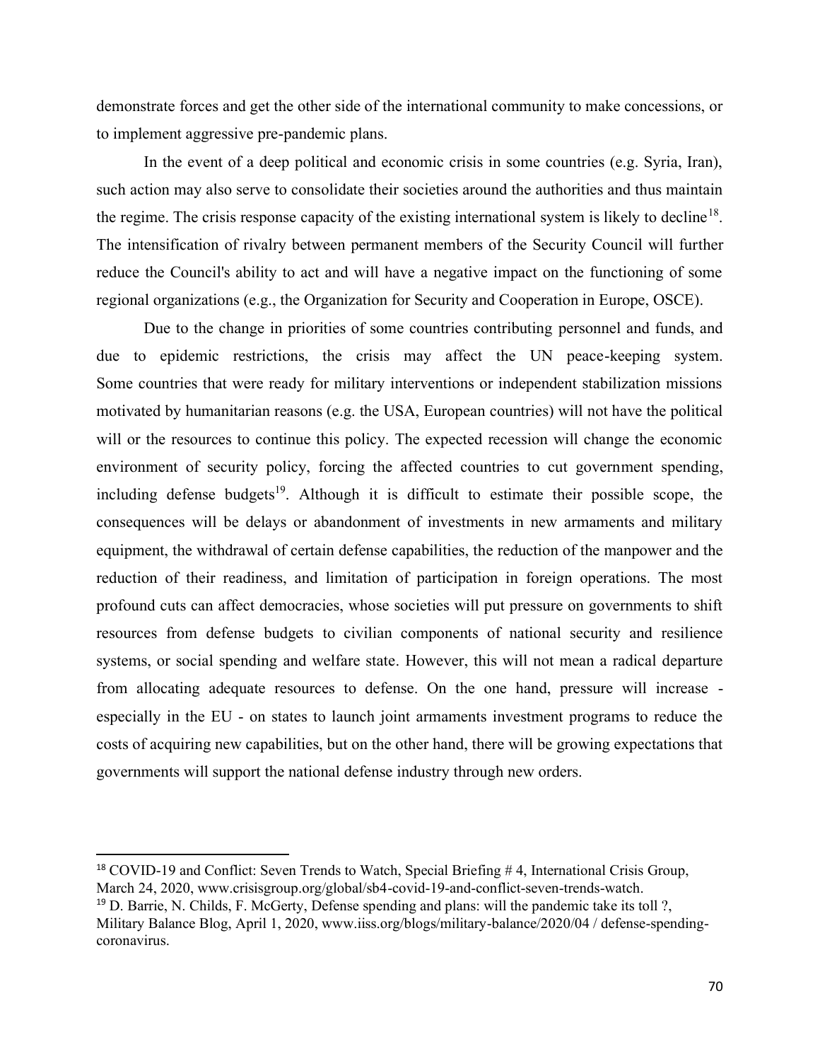demonstrate forces and get the other side of the international community to make concessions, or to implement aggressive pre-pandemic plans.

In the event of a deep political and economic crisis in some countries (e.g. Syria, Iran), such action may also serve to consolidate their societies around the authorities and thus maintain the regime. The crisis response capacity of the existing international system is likely to decline[18]. The intensification of rivalry between permanent members of the Security Council will further reduce the Council's ability to act and will have a negative impact on the functioning of some regional organizations (e.g., the Organization for Security and Cooperation in Europe, OSCE).

Due to the change in priorities of some countries contributing personnel and funds, and due to epidemic restrictions, the crisis may affect the UN peace-keeping system. Some countries that were ready for military interventions or independent stabilization missions motivated by humanitarian reasons (e.g. the USA, European countries) will not have the political will or the resources to continue this policy. The expected recession will change the economic environment of security policy, forcing the affected countries to cut government spending, including defense budgets[19]. Although it is difficult to estimate their possible scope, the consequences will be delays or abandonment of investments in new armaments and military equipment, the withdrawal of certain defense capabilities, the reduction of the manpower and the reduction of their readiness, and limitation of participation in foreign operations. The most profound cuts can affect democracies, whose societies will put pressure on governments to shift resources from defense budgets to civilian components of national security and resilience systems, or social spending and welfare state. However, this will not mean a radical departure from allocating adequate resources to defense. On the one hand, pressure will increase - especially in the EU - on states to launch joint armaments investment programs to reduce the costs of acquiring new capabilities, but on the other hand, there will be growing expectations that governments will support the national defense industry through new orders.

---

[18] COVID-19 and Conflict: Seven Trends to Watch, Special Briefing # 4, International Crisis Group, March 24, 2020, www.crisisgroup.org/global/sb4-covid-19-and-conflict-seven-trends-watch.

[19] D. Barrie, N. Childs, F. McGerty, Defense spending and plans: will the pandemic take its toll ?, Military Balance Blog, April 1, 2020, www.iiss.org/blogs/military-balance/2020/04 / defense-spending-coronavirus.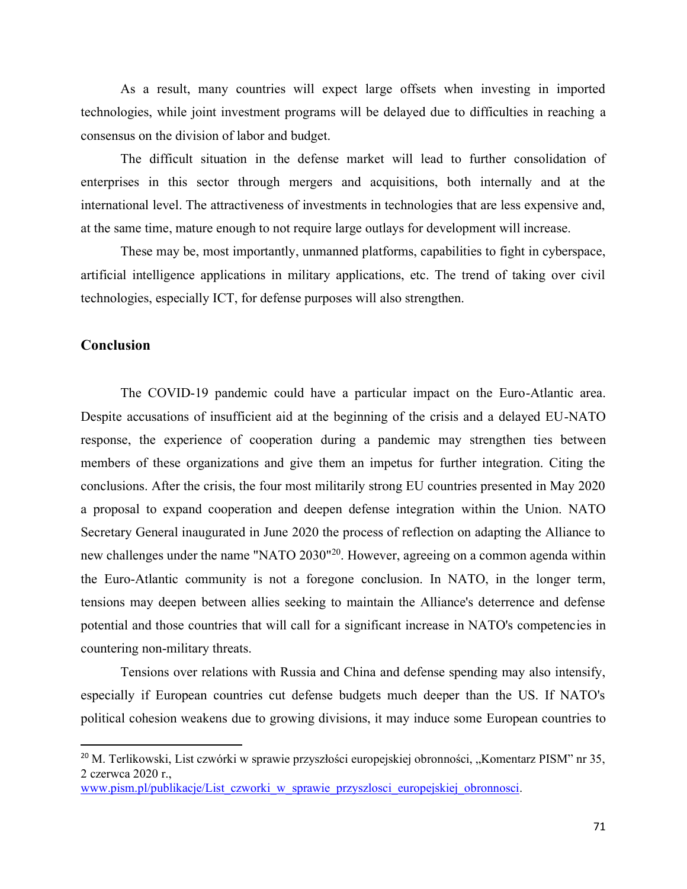As a result, many countries will expect large offsets when investing in imported technologies, while joint investment programs will be delayed due to difficulties in reaching a consensus on the division of labor and budget.

The difficult situation in the defense market will lead to further consolidation of enterprises in this sector through mergers and acquisitions, both internally and at the international level. The attractiveness of investments in technologies that are less expensive and, at the same time, mature enough to not require large outlays for development will increase.

These may be, most importantly, unmanned platforms, capabilities to fight in cyberspace, artificial intelligence applications in military applications, etc. The trend of taking over civil technologies, especially ICT, for defense purposes will also strengthen.

## Conclusion

The COVID-19 pandemic could have a particular impact on the Euro-Atlantic area. Despite accusations of insufficient aid at the beginning of the crisis and a delayed EU-NATO response, the experience of cooperation during a pandemic may strengthen ties between members of these organizations and give them an impetus for further integration. Citing the conclusions. After the crisis, the four most militarily strong EU countries presented in May 2020 a proposal to expand cooperation and deepen defense integration within the Union. NATO Secretary General inaugurated in June 2020 the process of reflection on adapting the Alliance to new challenges under the name "NATO 2030"[20]. However, agreeing on a common agenda within the Euro-Atlantic community is not a foregone conclusion. In NATO, in the longer term, tensions may deepen between allies seeking to maintain the Alliance's deterrence and defense potential and those countries that will call for a significant increase in NATO's competencies in countering non-military threats.

Tensions over relations with Russia and China and defense spending may also intensify, especially if European countries cut defense budgets much deeper than the US. If NATO's political cohesion weakens due to growing divisions, it may induce some European countries to

---

[20] M. Terlikowski, List czwórki w sprawie przyszłości europejskiej obronności, „Komentarz PISM" nr 35, 2 czerwca 2020 r., www.pism.pl/publikacje/List_czworki_w_sprawie_przyszlosci_europejskiej_obronnosci.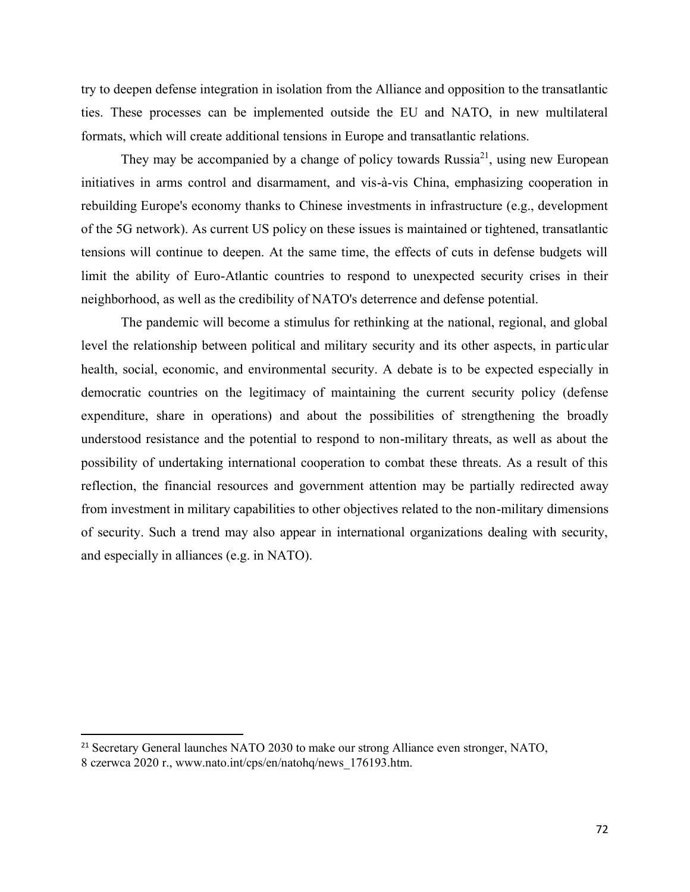try to deepen defense integration in isolation from the Alliance and opposition to the transatlantic ties. These processes can be implemented outside the EU and NATO, in new multilateral formats, which will create additional tensions in Europe and transatlantic relations.

They may be accompanied by a change of policy towards Russia[21], using new European initiatives in arms control and disarmament, and vis-à-vis China, emphasizing cooperation in rebuilding Europe's economy thanks to Chinese investments in infrastructure (e.g., development of the 5G network). As current US policy on these issues is maintained or tightened, transatlantic tensions will continue to deepen. At the same time, the effects of cuts in defense budgets will limit the ability of Euro-Atlantic countries to respond to unexpected security crises in their neighborhood, as well as the credibility of NATO's deterrence and defense potential.

The pandemic will become a stimulus for rethinking at the national, regional, and global level the relationship between political and military security and its other aspects, in particular health, social, economic, and environmental security. A debate is to be expected especially in democratic countries on the legitimacy of maintaining the current security policy (defense expenditure, share in operations) and about the possibilities of strengthening the broadly understood resistance and the potential to respond to non-military threats, as well as about the possibility of undertaking international cooperation to combat these threats. As a result of this reflection, the financial resources and government attention may be partially redirected away from investment in military capabilities to other objectives related to the non-military dimensions of security. Such a trend may also appear in international organizations dealing with security, and especially in alliances (e.g. in NATO).

---

[21] Secretary General launches NATO 2030 to make our strong Alliance even stronger, NATO, 8 czerwca 2020 r., www.nato.int/cps/en/natohq/news_176193.htm.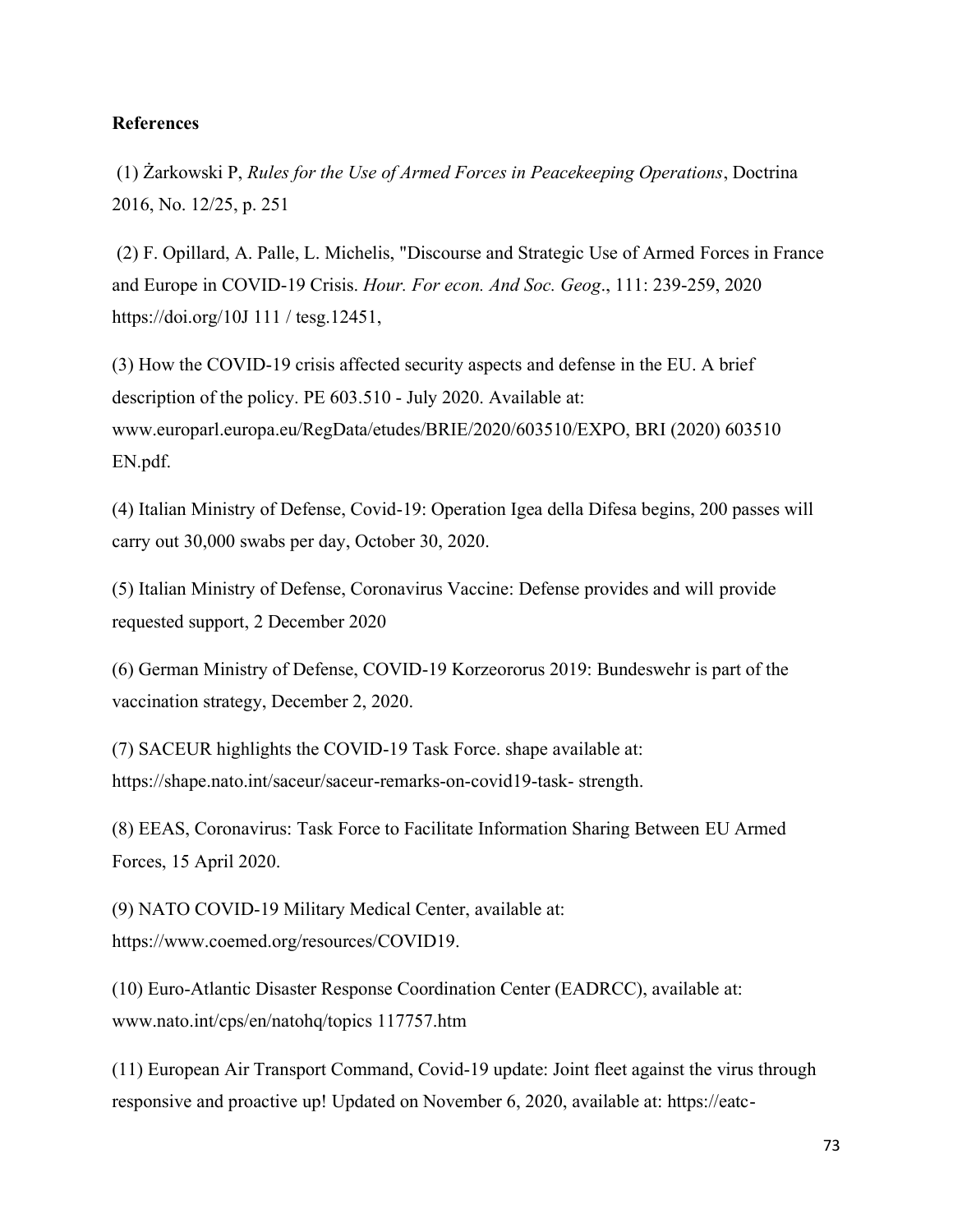**References**

(1) Żarkowski P, *Rules for the Use of Armed Forces in Peacekeeping Operations*, Doctrina 2016, No. 12/25, p. 251

(2) F. Opillard, A. Palle, L. Michelis, "Discourse and Strategic Use of Armed Forces in France and Europe in COVID-19 Crisis. *Hour. For econ. And Soc. Geog*., 111: 239-259, 2020 https://doi.org/10J 111 / tesg.12451,

(3) How the COVID-19 crisis affected security aspects and defense in the EU. A brief description of the policy. PE 603.510 - July 2020. Available at: www.europarl.europa.eu/RegData/etudes/BRIE/2020/603510/EXPO, BRI (2020) 603510 EN.pdf.

(4) Italian Ministry of Defense, Covid-19: Operation Igea della Difesa begins, 200 passes will carry out 30,000 swabs per day, October 30, 2020.

(5) Italian Ministry of Defense, Coronavirus Vaccine: Defense provides and will provide requested support, 2 December 2020

(6) German Ministry of Defense, COVID-19 Korzeororus 2019: Bundeswehr is part of the vaccination strategy, December 2, 2020.

(7) SACEUR highlights the COVID-19 Task Force. shape available at: https://shape.nato.int/saceur/saceur-remarks-on-covid19-task- strength.

(8) EEAS, Coronavirus: Task Force to Facilitate Information Sharing Between EU Armed Forces, 15 April 2020.

(9) NATO COVID-19 Military Medical Center, available at: https://www.coemed.org/resources/COVID19.

(10) Euro-Atlantic Disaster Response Coordination Center (EADRCC), available at: www.nato.int/cps/en/natohq/topics 117757.htm

(11) European Air Transport Command, Covid-19 update: Joint fleet against the virus through responsive and proactive up! Updated on November 6, 2020, available at: https://eatc-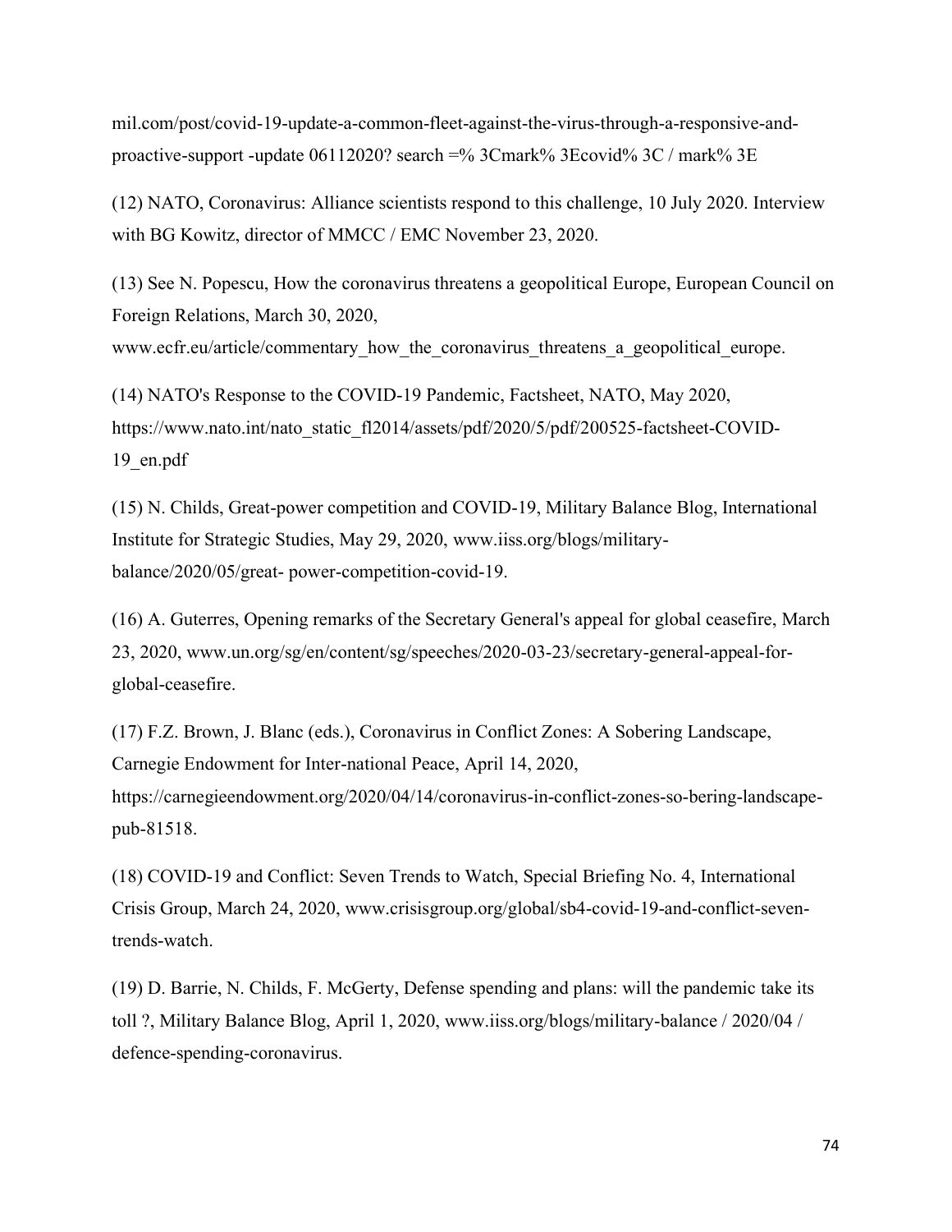mil.com/post/covid-19-update-a-common-fleet-against-the-virus-through-a-responsive-and-proactive-support -update 06112020? search =% 3Cmark% 3Ecovid% 3C / mark% 3E

(12) NATO, Coronavirus: Alliance scientists respond to this challenge, 10 July 2020. Interview with BG Kowitz, director of MMCC / EMC November 23, 2020.

(13) See N. Popescu, How the coronavirus threatens a geopolitical Europe, European Council on Foreign Relations, March 30, 2020, www.ecfr.eu/article/commentary_how_the_coronavirus_threatens_a_geopolitical_europe.

(14) NATO's Response to the COVID-19 Pandemic, Factsheet, NATO, May 2020, https://www.nato.int/nato_static_fl2014/assets/pdf/2020/5/pdf/200525-factsheet-COVID-19_en.pdf

(15) N. Childs, Great-power competition and COVID-19, Military Balance Blog, International Institute for Strategic Studies, May 29, 2020, www.iiss.org/blogs/military-balance/2020/05/great- power-competition-covid-19.

(16) A. Guterres, Opening remarks of the Secretary General's appeal for global ceasefire, March 23, 2020, www.un.org/sg/en/content/sg/speeches/2020-03-23/secretary-general-appeal-for-global-ceasefire.

(17) F.Z. Brown, J. Blanc (eds.), Coronavirus in Conflict Zones: A Sobering Landscape, Carnegie Endowment for Inter-national Peace, April 14, 2020, https://carnegieendowment.org/2020/04/14/coronavirus-in-conflict-zones-so-bering-landscape-pub-81518.

(18) COVID-19 and Conflict: Seven Trends to Watch, Special Briefing No. 4, International Crisis Group, March 24, 2020, www.crisisgroup.org/global/sb4-covid-19-and-conflict-seven-trends-watch.

(19) D. Barrie, N. Childs, F. McGerty, Defense spending and plans: will the pandemic take its toll ?, Military Balance Blog, April 1, 2020, www.iiss.org/blogs/military-balance / 2020/04 / defence-spending-coronavirus.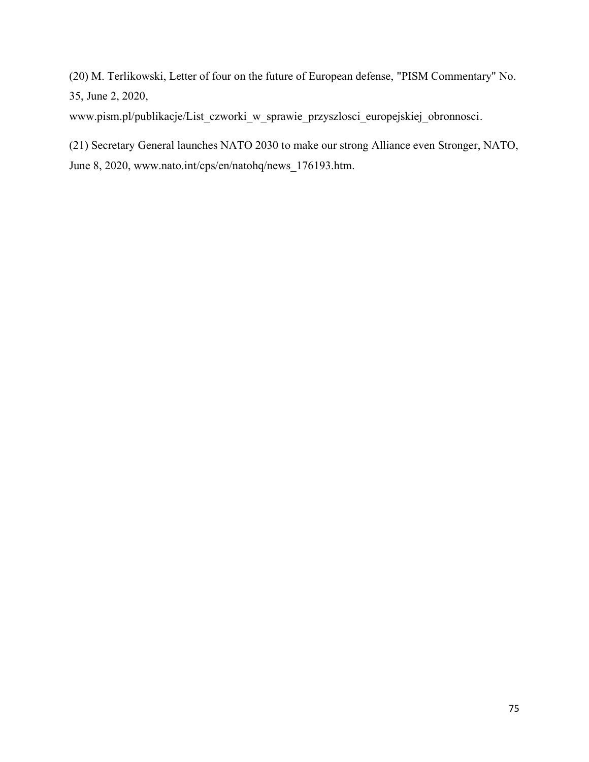(20) M. Terlikowski, Letter of four on the future of European defense, "PISM Commentary" No. 35, June 2, 2020, www.pism.pl/publikacje/List_czworki_w_sprawie_przyszlosci_europejskiej_obronnosci.

(21) Secretary General launches NATO 2030 to make our strong Alliance even Stronger, NATO, June 8, 2020, www.nato.int/cps/en/natohq/news_176193.htm.